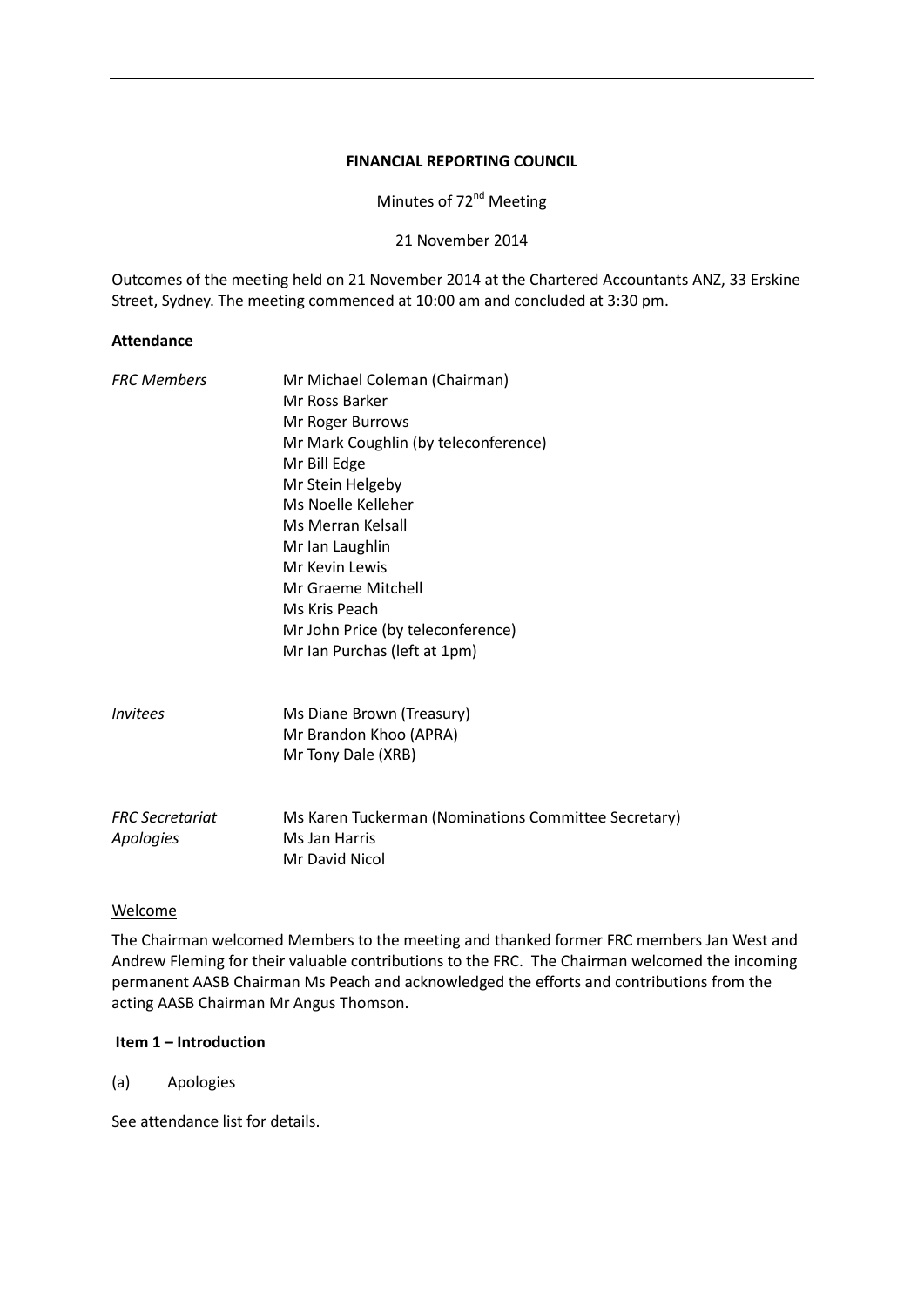**FINANCIAL REPORTING COUNCIL**

Minutes of 72nd Meeting

21 November 2014

Outcomes of the meeting held on 21 November 2014 at the Chartered Accountants ANZ, 33 Erskine Street, Sydney. The meeting commenced at 10:00 am and concluded at 3:30 pm.

**Attendance**

| | |
|---|---|
| *FRC Members* | Mr Michael Coleman (Chairman)<br>Mr Ross Barker<br>Mr Roger Burrows<br>Mr Mark Coughlin (by teleconference)<br>Mr Bill Edge<br>Mr Stein Helgeby<br>Ms Noelle Kelleher<br>Ms Merran Kelsall<br>Mr Ian Laughlin<br>Mr Kevin Lewis<br>Mr Graeme Mitchell<br>Ms Kris Peach<br>Mr John Price (by teleconference)<br>Mr Ian Purchas (left at 1pm) |
| *Invitees* | Ms Diane Brown (Treasury)<br>Mr Brandon Khoo (APRA)<br>Mr Tony Dale (XRB) |
| *FRC Secretariat* | Ms Karen Tuckerman (Nominations Committee Secretary) |
| *Apologies* | Ms Jan Harris<br>Mr David Nicol |

Welcome

The Chairman welcomed Members to the meeting and thanked former FRC members Jan West and Andrew Fleming for their valuable contributions to the FRC. The Chairman welcomed the incoming permanent AASB Chairman Ms Peach and acknowledged the efforts and contributions from the acting AASB Chairman Mr Angus Thomson.

**Item 1 – Introduction**

(a) Apologies

See attendance list for details.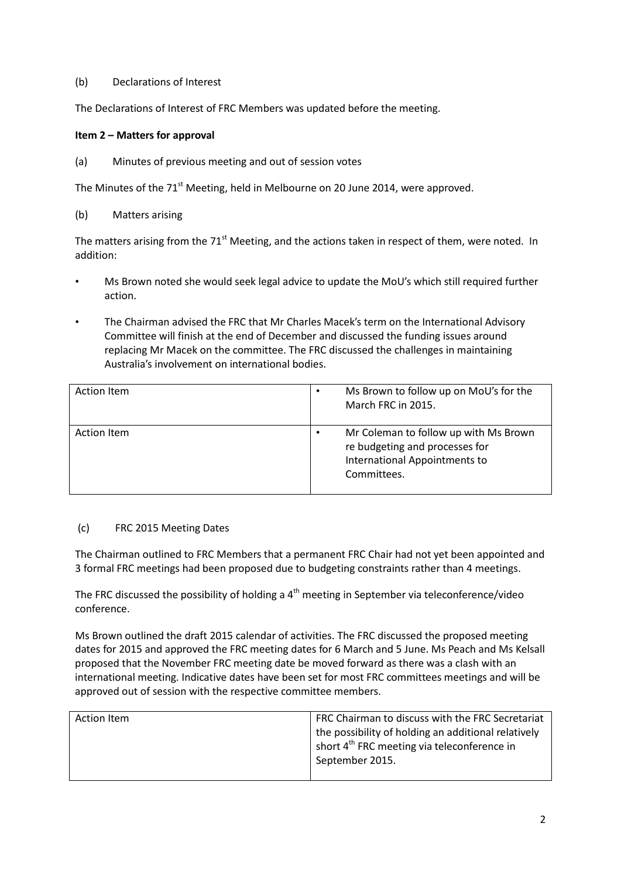(b) Declarations of Interest

The Declarations of Interest of FRC Members was updated before the meeting.

**Item 2 – Matters for approval**

(a) Minutes of previous meeting and out of session votes

The Minutes of the 71st Meeting, held in Melbourne on 20 June 2014, were approved.

(b) Matters arising

The matters arising from the 71st Meeting, and the actions taken in respect of them, were noted. In addition:

- Ms Brown noted she would seek legal advice to update the MoU's which still required further action.
- The Chairman advised the FRC that Mr Charles Macek's term on the International Advisory Committee will finish at the end of December and discussed the funding issues around replacing Mr Macek on the committee. The FRC discussed the challenges in maintaining Australia's involvement on international bodies.

| | |
|---|---|
| Action Item | • Ms Brown to follow up on MoU's for the March FRC in 2015. |
| Action Item | • Mr Coleman to follow up with Ms Brown re budgeting and processes for International Appointments to Committees. |

(c) FRC 2015 Meeting Dates

The Chairman outlined to FRC Members that a permanent FRC Chair had not yet been appointed and 3 formal FRC meetings had been proposed due to budgeting constraints rather than 4 meetings.

The FRC discussed the possibility of holding a 4th meeting in September via teleconference/video conference.

Ms Brown outlined the draft 2015 calendar of activities. The FRC discussed the proposed meeting dates for 2015 and approved the FRC meeting dates for 6 March and 5 June. Ms Peach and Ms Kelsall proposed that the November FRC meeting date be moved forward as there was a clash with an international meeting. Indicative dates have been set for most FRC committees meetings and will be approved out of session with the respective committee members.

| | |
|---|---|
| Action Item | FRC Chairman to discuss with the FRC Secretariat the possibility of holding an additional relatively short 4th FRC meeting via teleconference in September 2015. |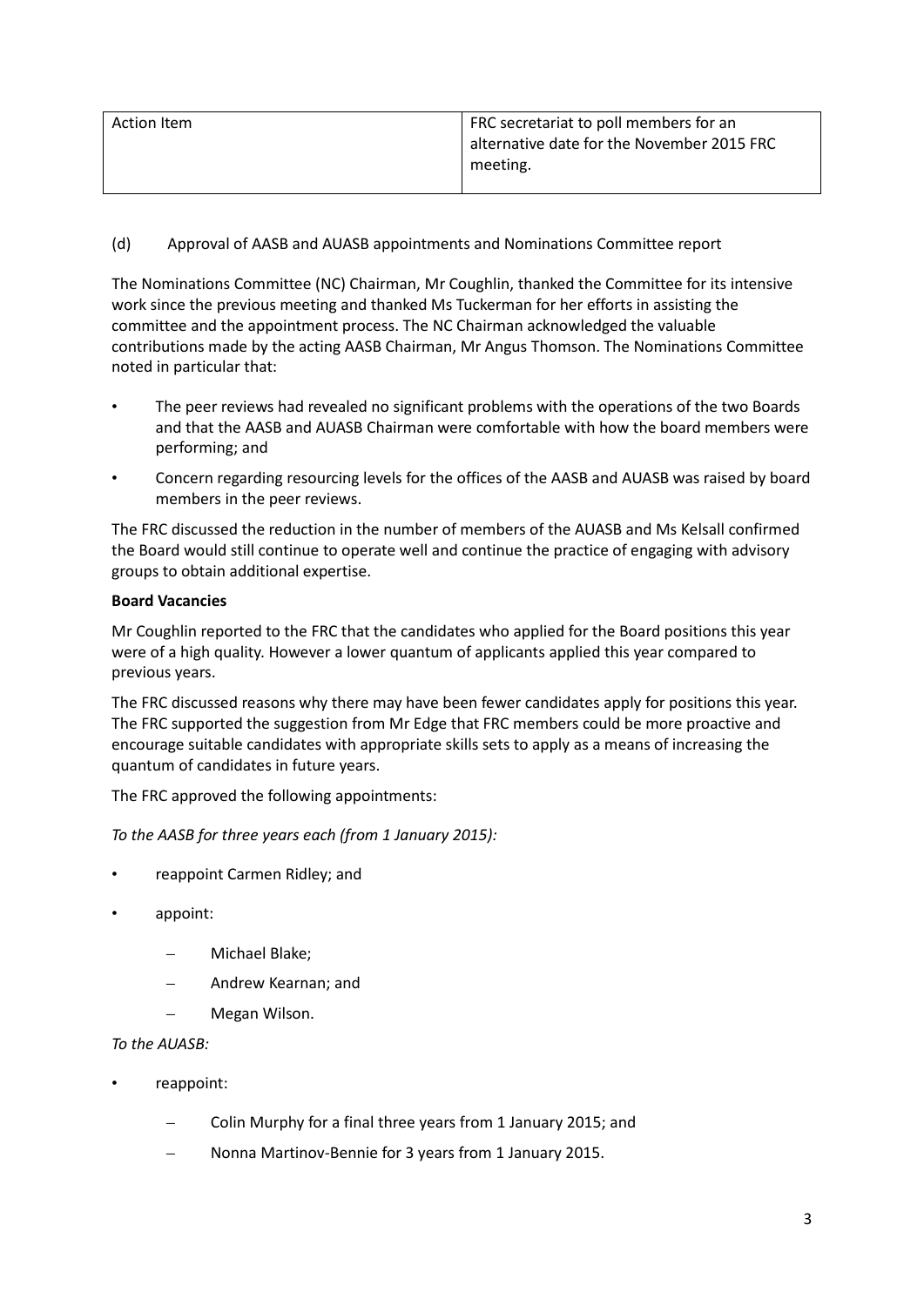| Action Item | FRC secretariat to poll members for an alternative date for the November 2015 FRC meeting. |
| --- | --- |

(d) Approval of AASB and AUASB appointments and Nominations Committee report

The Nominations Committee (NC) Chairman, Mr Coughlin, thanked the Committee for its intensive work since the previous meeting and thanked Ms Tuckerman for her efforts in assisting the committee and the appointment process. The NC Chairman acknowledged the valuable contributions made by the acting AASB Chairman, Mr Angus Thomson. The Nominations Committee noted in particular that:

- The peer reviews had revealed no significant problems with the operations of the two Boards and that the AASB and AUASB Chairman were comfortable with how the board members were performing; and
- Concern regarding resourcing levels for the offices of the AASB and AUASB was raised by board members in the peer reviews.

The FRC discussed the reduction in the number of members of the AUASB and Ms Kelsall confirmed the Board would still continue to operate well and continue the practice of engaging with advisory groups to obtain additional expertise.

**Board Vacancies**

Mr Coughlin reported to the FRC that the candidates who applied for the Board positions this year were of a high quality. However a lower quantum of applicants applied this year compared to previous years.

The FRC discussed reasons why there may have been fewer candidates apply for positions this year. The FRC supported the suggestion from Mr Edge that FRC members could be more proactive and encourage suitable candidates with appropriate skills sets to apply as a means of increasing the quantum of candidates in future years.

The FRC approved the following appointments:

*To the AASB for three years each (from 1 January 2015):*

- reappoint Carmen Ridley; and
- appoint:
  - Michael Blake;
  - Andrew Kearnan; and
  - Megan Wilson.

*To the AUASB:*

- reappoint:
  - Colin Murphy for a final three years from 1 January 2015; and
  - Nonna Martinov-Bennie for 3 years from 1 January 2015.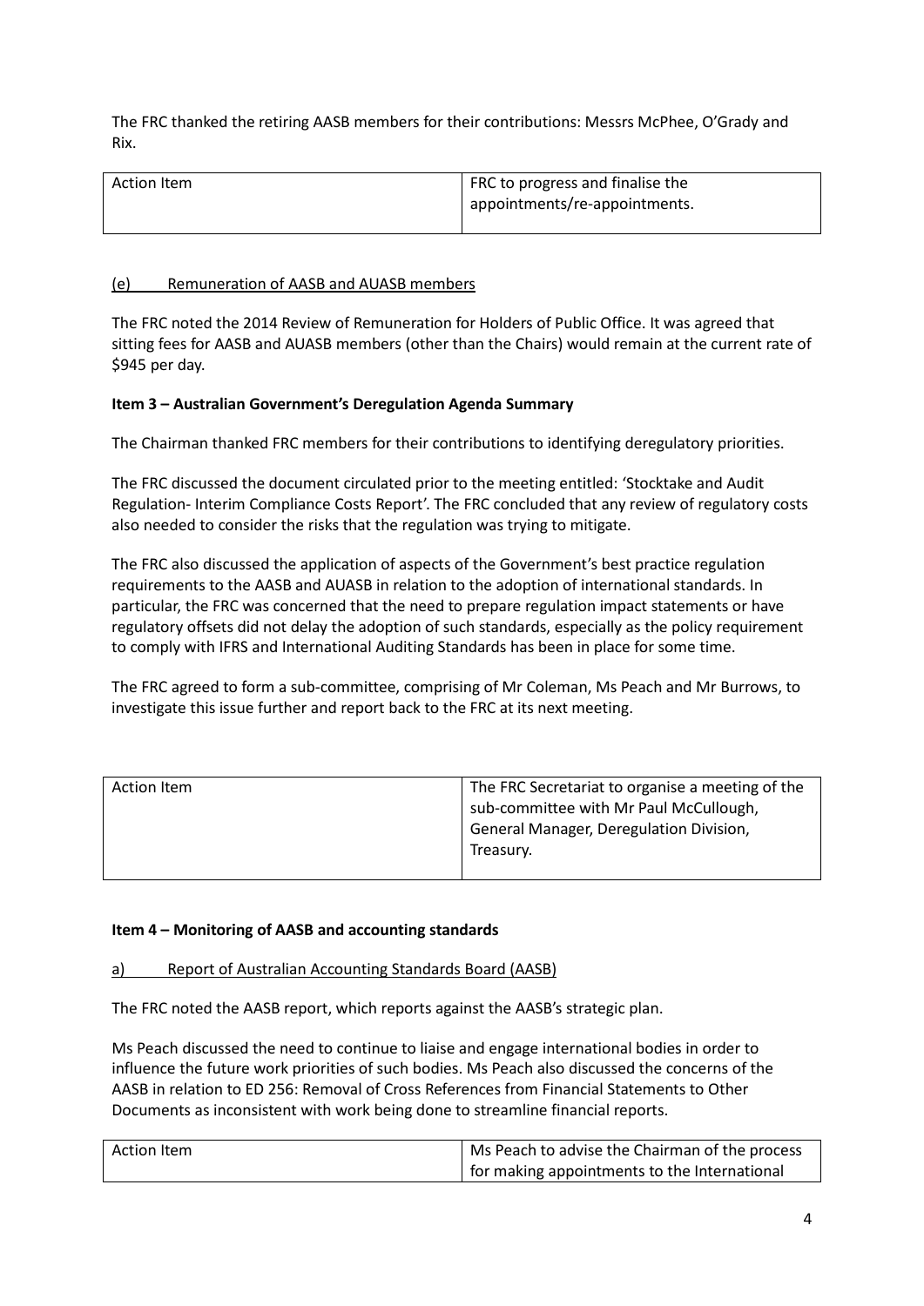The FRC thanked the retiring AASB members for their contributions: Messrs McPhee, O'Grady and Rix.

| Action Item | FRC to progress and finalise the appointments/re-appointments. |
|---|---|

(e) Remuneration of AASB and AUASB members

The FRC noted the 2014 Review of Remuneration for Holders of Public Office. It was agreed that sitting fees for AASB and AUASB members (other than the Chairs) would remain at the current rate of $945 per day.

**Item 3 – Australian Government's Deregulation Agenda Summary**

The Chairman thanked FRC members for their contributions to identifying deregulatory priorities.

The FRC discussed the document circulated prior to the meeting entitled: 'Stocktake and Audit Regulation- Interim Compliance Costs Report'. The FRC concluded that any review of regulatory costs also needed to consider the risks that the regulation was trying to mitigate.

The FRC also discussed the application of aspects of the Government's best practice regulation requirements to the AASB and AUASB in relation to the adoption of international standards. In particular, the FRC was concerned that the need to prepare regulation impact statements or have regulatory offsets did not delay the adoption of such standards, especially as the policy requirement to comply with IFRS and International Auditing Standards has been in place for some time.

The FRC agreed to form a sub-committee, comprising of Mr Coleman, Ms Peach and Mr Burrows, to investigate this issue further and report back to the FRC at its next meeting.

| Action Item | The FRC Secretariat to organise a meeting of the sub-committee with Mr Paul McCullough, General Manager, Deregulation Division, Treasury. |
|---|---|

**Item 4 – Monitoring of AASB and accounting standards**

a) Report of Australian Accounting Standards Board (AASB)

The FRC noted the AASB report, which reports against the AASB's strategic plan.

Ms Peach discussed the need to continue to liaise and engage international bodies in order to influence the future work priorities of such bodies. Ms Peach also discussed the concerns of the AASB in relation to ED 256: Removal of Cross References from Financial Statements to Other Documents as inconsistent with work being done to streamline financial reports.

| Action Item | Ms Peach to advise the Chairman of the process for making appointments to the International |
|---|---|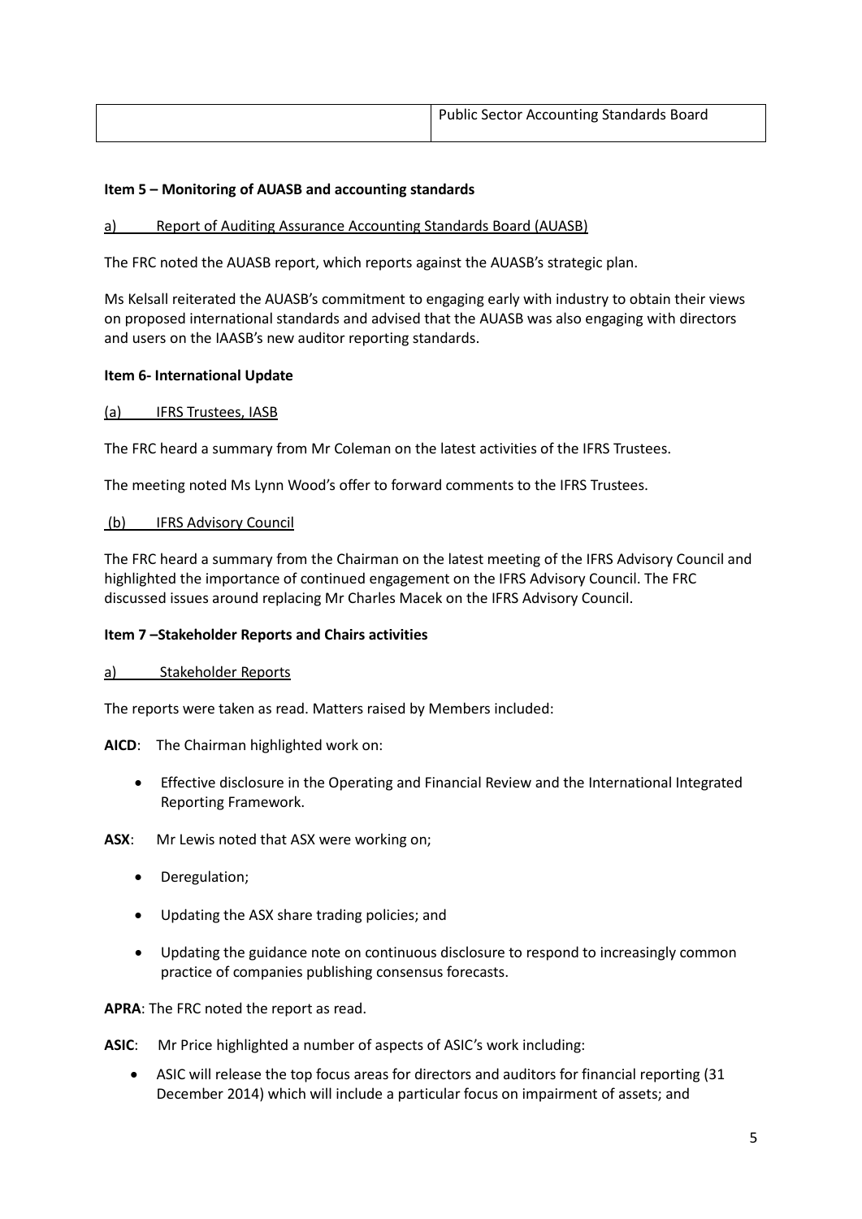| | Public Sector Accounting Standards Board |
|---|---|

**Item 5 – Monitoring of AUASB and accounting standards**

a) Report of Auditing Assurance Accounting Standards Board (AUASB)

The FRC noted the AUASB report, which reports against the AUASB's strategic plan.

Ms Kelsall reiterated the AUASB's commitment to engaging early with industry to obtain their views on proposed international standards and advised that the AUASB was also engaging with directors and users on the IAASB's new auditor reporting standards.

**Item 6- International Update**

(a) IFRS Trustees, IASB

The FRC heard a summary from Mr Coleman on the latest activities of the IFRS Trustees.

The meeting noted Ms Lynn Wood's offer to forward comments to the IFRS Trustees.

(b) IFRS Advisory Council

The FRC heard a summary from the Chairman on the latest meeting of the IFRS Advisory Council and highlighted the importance of continued engagement on the IFRS Advisory Council. The FRC discussed issues around replacing Mr Charles Macek on the IFRS Advisory Council.

**Item 7 –Stakeholder Reports and Chairs activities**

a) Stakeholder Reports

The reports were taken as read. Matters raised by Members included:

**AICD**: The Chairman highlighted work on:

- Effective disclosure in the Operating and Financial Review and the International Integrated Reporting Framework.

**ASX**: Mr Lewis noted that ASX were working on;

- Deregulation;
- Updating the ASX share trading policies; and
- Updating the guidance note on continuous disclosure to respond to increasingly common practice of companies publishing consensus forecasts.

**APRA**: The FRC noted the report as read.

**ASIC**: Mr Price highlighted a number of aspects of ASIC's work including:

- ASIC will release the top focus areas for directors and auditors for financial reporting (31 December 2014) which will include a particular focus on impairment of assets; and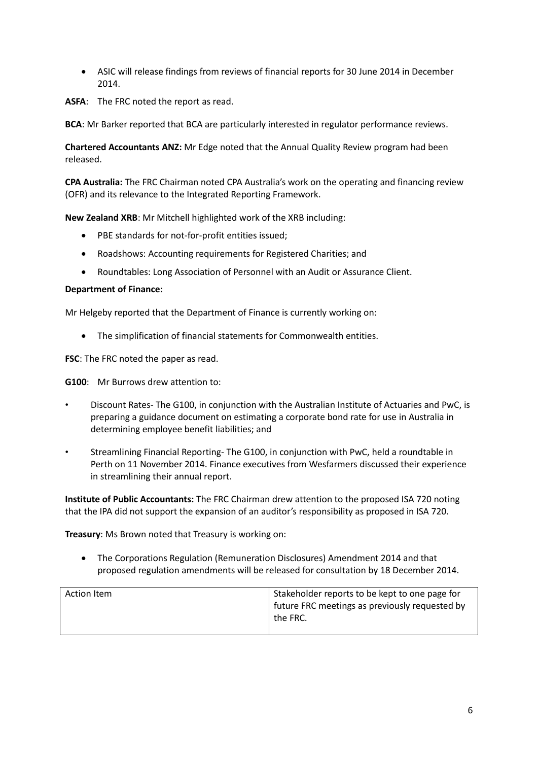- ASIC will release findings from reviews of financial reports for 30 June 2014 in December 2014.

**ASFA**: The FRC noted the report as read.

**BCA**: Mr Barker reported that BCA are particularly interested in regulator performance reviews.

**Chartered Accountants ANZ:** Mr Edge noted that the Annual Quality Review program had been released.

**CPA Australia:** The FRC Chairman noted CPA Australia's work on the operating and financing review (OFR) and its relevance to the Integrated Reporting Framework.

**New Zealand XRB**: Mr Mitchell highlighted work of the XRB including:

- PBE standards for not-for-profit entities issued;
- Roadshows: Accounting requirements for Registered Charities; and
- Roundtables: Long Association of Personnel with an Audit or Assurance Client.

**Department of Finance:**

Mr Helgeby reported that the Department of Finance is currently working on:

- The simplification of financial statements for Commonwealth entities.

**FSC**: The FRC noted the paper as read.

**G100**: Mr Burrows drew attention to:

- Discount Rates- The G100, in conjunction with the Australian Institute of Actuaries and PwC, is preparing a guidance document on estimating a corporate bond rate for use in Australia in determining employee benefit liabilities; and
- Streamlining Financial Reporting- The G100, in conjunction with PwC, held a roundtable in Perth on 11 November 2014. Finance executives from Wesfarmers discussed their experience in streamlining their annual report.

**Institute of Public Accountants:** The FRC Chairman drew attention to the proposed ISA 720 noting that the IPA did not support the expansion of an auditor's responsibility as proposed in ISA 720.

**Treasury**: Ms Brown noted that Treasury is working on:

- The Corporations Regulation (Remuneration Disclosures) Amendment 2014 and that proposed regulation amendments will be released for consultation by 18 December 2014.

| Action Item | Stakeholder reports to be kept to one page for future FRC meetings as previously requested by the FRC. |
|---|---|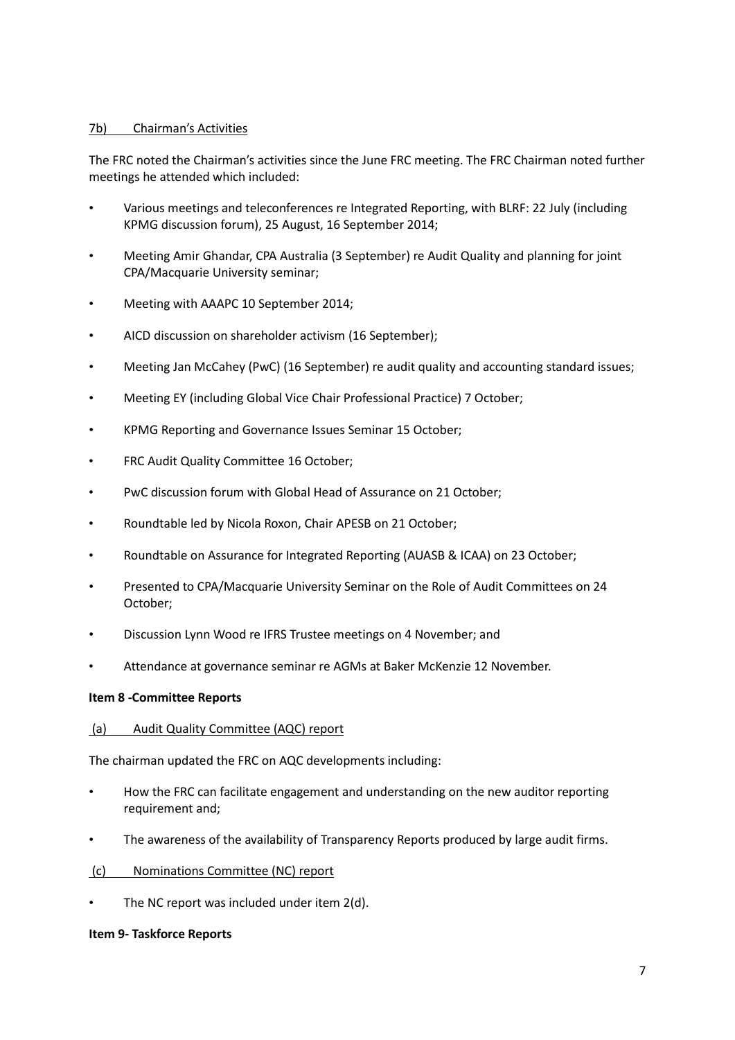7b) Chairman's Activities

The FRC noted the Chairman's activities since the June FRC meeting. The FRC Chairman noted further meetings he attended which included:

- Various meetings and teleconferences re Integrated Reporting, with BLRF: 22 July (including KPMG discussion forum), 25 August, 16 September 2014;
- Meeting Amir Ghandar, CPA Australia (3 September) re Audit Quality and planning for joint CPA/Macquarie University seminar;
- Meeting with AAAPC 10 September 2014;
- AICD discussion on shareholder activism (16 September);
- Meeting Jan McCahey (PwC) (16 September) re audit quality and accounting standard issues;
- Meeting EY (including Global Vice Chair Professional Practice) 7 October;
- KPMG Reporting and Governance Issues Seminar 15 October;
- FRC Audit Quality Committee 16 October;
- PwC discussion forum with Global Head of Assurance on 21 October;
- Roundtable led by Nicola Roxon, Chair APESB on 21 October;
- Roundtable on Assurance for Integrated Reporting (AUASB & ICAA) on 23 October;
- Presented to CPA/Macquarie University Seminar on the Role of Audit Committees on 24 October;
- Discussion Lynn Wood re IFRS Trustee meetings on 4 November; and
- Attendance at governance seminar re AGMs at Baker McKenzie 12 November.

**Item 8 -Committee Reports**

(a) Audit Quality Committee (AQC) report

The chairman updated the FRC on AQC developments including:

- How the FRC can facilitate engagement and understanding on the new auditor reporting requirement and;
- The awareness of the availability of Transparency Reports produced by large audit firms.

(c) Nominations Committee (NC) report

- The NC report was included under item 2(d).

**Item 9- Taskforce Reports**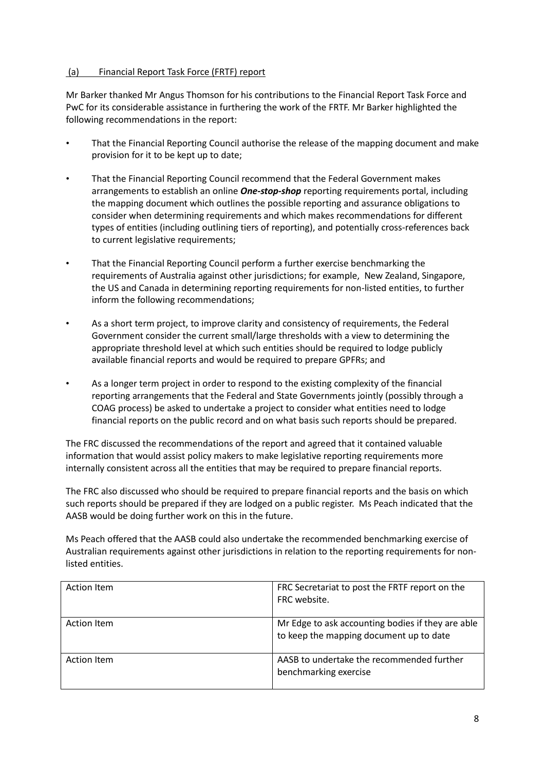### (a) Financial Report Task Force (FRTF) report

Mr Barker thanked Mr Angus Thomson for his contributions to the Financial Report Task Force and PwC for its considerable assistance in furthering the work of the FRTF. Mr Barker highlighted the following recommendations in the report:

- That the Financial Reporting Council authorise the release of the mapping document and make provision for it to be kept up to date;
- That the Financial Reporting Council recommend that the Federal Government makes arrangements to establish an online ***One-stop-shop*** reporting requirements portal, including the mapping document which outlines the possible reporting and assurance obligations to consider when determining requirements and which makes recommendations for different types of entities (including outlining tiers of reporting), and potentially cross-references back to current legislative requirements;
- That the Financial Reporting Council perform a further exercise benchmarking the requirements of Australia against other jurisdictions; for example, New Zealand, Singapore, the US and Canada in determining reporting requirements for non-listed entities, to further inform the following recommendations;
- As a short term project, to improve clarity and consistency of requirements, the Federal Government consider the current small/large thresholds with a view to determining the appropriate threshold level at which such entities should be required to lodge publicly available financial reports and would be required to prepare GPFRs; and
- As a longer term project in order to respond to the existing complexity of the financial reporting arrangements that the Federal and State Governments jointly (possibly through a COAG process) be asked to undertake a project to consider what entities need to lodge financial reports on the public record and on what basis such reports should be prepared.

The FRC discussed the recommendations of the report and agreed that it contained valuable information that would assist policy makers to make legislative reporting requirements more internally consistent across all the entities that may be required to prepare financial reports.

The FRC also discussed who should be required to prepare financial reports and the basis on which such reports should be prepared if they are lodged on a public register. Ms Peach indicated that the AASB would be doing further work on this in the future.

Ms Peach offered that the AASB could also undertake the recommended benchmarking exercise of Australian requirements against other jurisdictions in relation to the reporting requirements for non-listed entities.

| | |
|---|---|
| Action Item | FRC Secretariat to post the FRTF report on the FRC website. |
| Action Item | Mr Edge to ask accounting bodies if they are able to keep the mapping document up to date |
| Action Item | AASB to undertake the recommended further benchmarking exercise |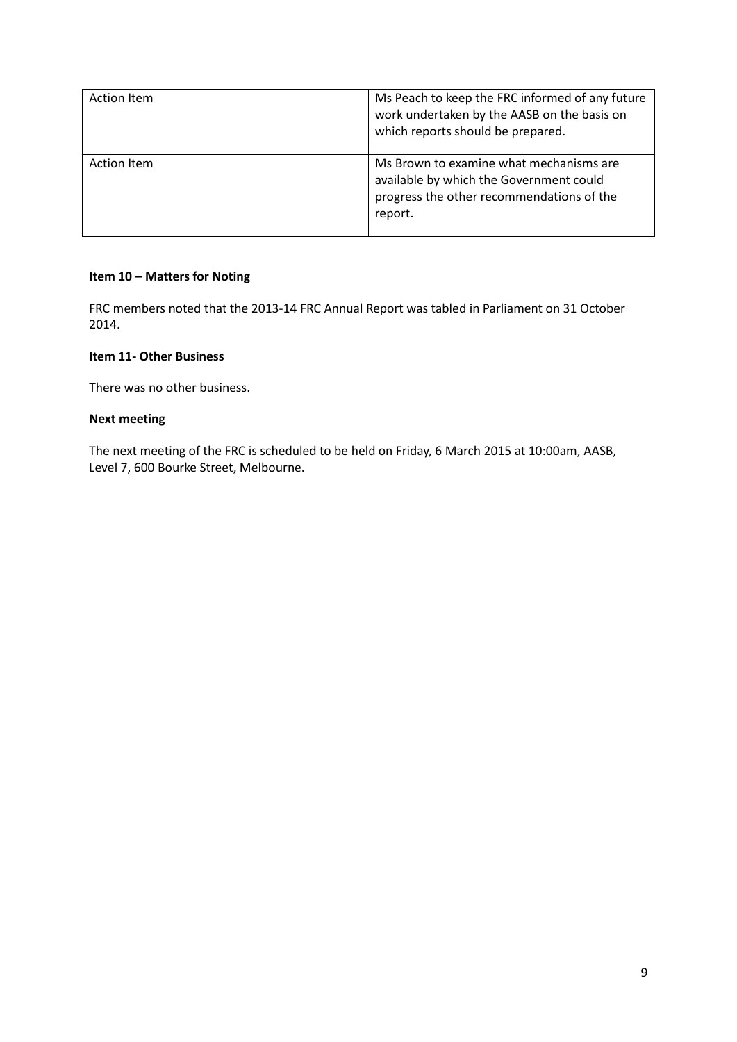| | |
|---|---|
| Action Item | Ms Peach to keep the FRC informed of any future work undertaken by the AASB on the basis on which reports should be prepared. |
| Action Item | Ms Brown to examine what mechanisms are available by which the Government could progress the other recommendations of the report. |

**Item 10 – Matters for Noting**

FRC members noted that the 2013-14 FRC Annual Report was tabled in Parliament on 31 October 2014.

**Item 11- Other Business**

There was no other business.

**Next meeting**

The next meeting of the FRC is scheduled to be held on Friday, 6 March 2015 at 10:00am, AASB, Level 7, 600 Bourke Street, Melbourne.